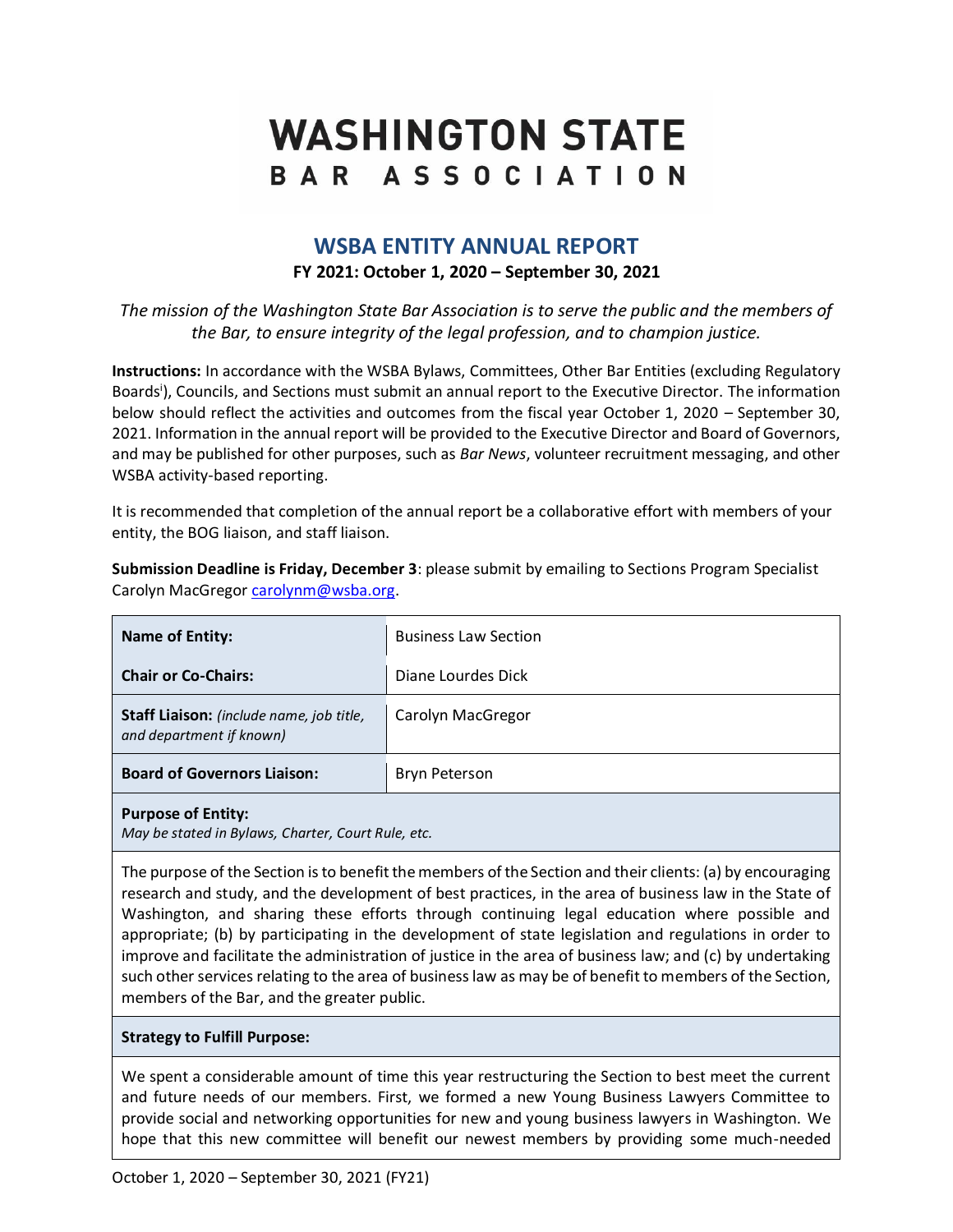# WASHINGTON STATE BAR ASSOCIATION

## WSBA ENTITY ANNUAL REPORT

**FY 2021: October 1, 2020 – September 30, 2021**

*The mission of the Washington State Bar Association is to serve the public and the members of the Bar, to ensure integrity of the legal profession, and to champion justice.*

**Instructions:** In accordance with the WSBA Bylaws, Committees, Other Bar Entities (excluding Regulatory Boards[i]), Councils, and Sections must submit an annual report to the Executive Director. The information below should reflect the activities and outcomes from the fiscal year October 1, 2020 – September 30, 2021. Information in the annual report will be provided to the Executive Director and Board of Governors, and may be published for other purposes, such as *Bar News*, volunteer recruitment messaging, and other WSBA activity-based reporting.

It is recommended that completion of the annual report be a collaborative effort with members of your entity, the BOG liaison, and staff liaison.

**Submission Deadline is Friday, December 3**: please submit by emailing to Sections Program Specialist Carolyn MacGregor carolynm@wsba.org.

| | |
|---|---|
| **Name of Entity:** | Business Law Section |
| **Chair or Co-Chairs:** | Diane Lourdes Dick |
| **Staff Liaison:** *(include name, job title, and department if known)* | Carolyn MacGregor |
| **Board of Governors Liaison:** | Bryn Peterson |

**Purpose of Entity:**
*May be stated in Bylaws, Charter, Court Rule, etc.*

The purpose of the Section is to benefit the members of the Section and their clients: (a) by encouraging research and study, and the development of best practices, in the area of business law in the State of Washington, and sharing these efforts through continuing legal education where possible and appropriate; (b) by participating in the development of state legislation and regulations in order to improve and facilitate the administration of justice in the area of business law; and (c) by undertaking such other services relating to the area of business law as may be of benefit to members of the Section, members of the Bar, and the greater public.

**Strategy to Fulfill Purpose:**

We spent a considerable amount of time this year restructuring the Section to best meet the current and future needs of our members. First, we formed a new Young Business Lawyers Committee to provide social and networking opportunities for new and young business lawyers in Washington. We hope that this new committee will benefit our newest members by providing some much-needed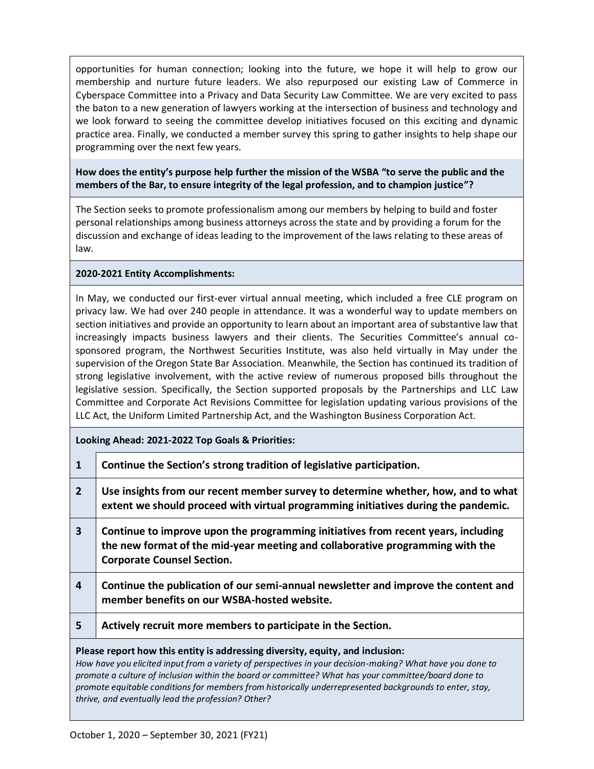opportunities for human connection; looking into the future, we hope it will help to grow our membership and nurture future leaders. We also repurposed our existing Law of Commerce in Cyberspace Committee into a Privacy and Data Security Law Committee. We are very excited to pass the baton to a new generation of lawyers working at the intersection of business and technology and we look forward to seeing the committee develop initiatives focused on this exciting and dynamic practice area. Finally, we conducted a member survey this spring to gather insights to help shape our programming over the next few years.

**How does the entity's purpose help further the mission of the WSBA "to serve the public and the members of the Bar, to ensure integrity of the legal profession, and to champion justice"?**

The Section seeks to promote professionalism among our members by helping to build and foster personal relationships among business attorneys across the state and by providing a forum for the discussion and exchange of ideas leading to the improvement of the laws relating to these areas of law.

**2020-2021 Entity Accomplishments:**

In May, we conducted our first-ever virtual annual meeting, which included a free CLE program on privacy law. We had over 240 people in attendance. It was a wonderful way to update members on section initiatives and provide an opportunity to learn about an important area of substantive law that increasingly impacts business lawyers and their clients. The Securities Committee's annual co-sponsored program, the Northwest Securities Institute, was also held virtually in May under the supervision of the Oregon State Bar Association. Meanwhile, the Section has continued its tradition of strong legislative involvement, with the active review of numerous proposed bills throughout the legislative session. Specifically, the Section supported proposals by the Partnerships and LLC Law Committee and Corporate Act Revisions Committee for legislation updating various provisions of the LLC Act, the Uniform Limited Partnership Act, and the Washington Business Corporation Act.

**Looking Ahead: 2021-2022 Top Goals & Priorities:**

| | |
|---|---|
| **1** | **Continue the Section's strong tradition of legislative participation.** |
| **2** | **Use insights from our recent member survey to determine whether, how, and to what extent we should proceed with virtual programming initiatives during the pandemic.** |
| **3** | **Continue to improve upon the programming initiatives from recent years, including the new format of the mid-year meeting and collaborative programming with the Corporate Counsel Section.** |
| **4** | **Continue the publication of our semi-annual newsletter and improve the content and member benefits on our WSBA-hosted website.** |
| **5** | **Actively recruit more members to participate in the Section.** |

**Please report how this entity is addressing diversity, equity, and inclusion:**
*How have you elicited input from a variety of perspectives in your decision-making? What have you done to promote a culture of inclusion within the board or committee? What has your committee/board done to promote equitable conditions for members from historically underrepresented backgrounds to enter, stay, thrive, and eventually lead the profession? Other?*

October 1, 2020 – September 30, 2021 (FY21)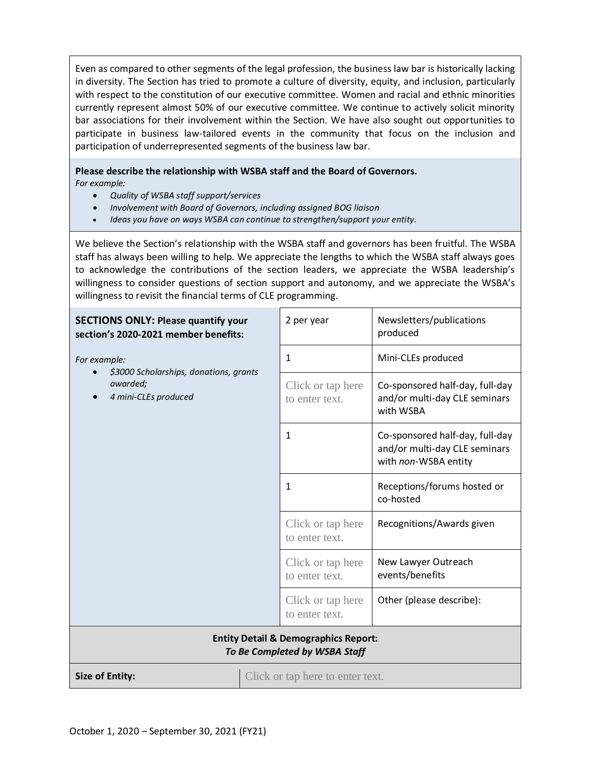Even as compared to other segments of the legal profession, the business law bar is historically lacking in diversity. The Section has tried to promote a culture of diversity, equity, and inclusion, particularly with respect to the constitution of our executive committee. Women and racial and ethnic minorities currently represent almost 50% of our executive committee. We continue to actively solicit minority bar associations for their involvement within the Section. We have also sought out opportunities to participate in business law-tailored events in the community that focus on the inclusion and participation of underrepresented segments of the business law bar.

**Please describe the relationship with WSBA staff and the Board of Governors.**

*For example:*

- *Quality of WSBA staff support/services*
- *Involvement with Board of Governors, including assigned BOG liaison*
- *Ideas you have on ways WSBA can continue to strengthen/support your entity.*

We believe the Section's relationship with the WSBA staff and governors has been fruitful. The WSBA staff has always been willing to help. We appreciate the lengths to which the WSBA staff always goes to acknowledge the contributions of the section leaders, we appreciate the WSBA leadership's willingness to consider questions of section support and autonomy, and we appreciate the WSBA's willingness to revisit the financial terms of CLE programming.

**SECTIONS ONLY: Please quantify your section's 2020-2021 member benefits:**

*For example:*

- *$3000 Scholarships, donations, grants awarded;*
- *4 mini-CLEs produced*

| | |
|---|---|
| 2 per year | Newsletters/publications produced |
| 1 | Mini-CLEs produced |
| Click or tap here to enter text. | Co-sponsored half-day, full-day and/or multi-day CLE seminars with WSBA |
| 1 | Co-sponsored half-day, full-day and/or multi-day CLE seminars with *non*-WSBA entity |
| 1 | Receptions/forums hosted or co-hosted |
| Click or tap here to enter text. | Recognitions/Awards given |
| Click or tap here to enter text. | New Lawyer Outreach events/benefits |
| Click or tap here to enter text. | Other (please describe): |

**Entity Detail & Demographics Report:**
***To Be Completed by WSBA Staff***

| | |
|---|---|
| **Size of Entity:** | Click or tap here to enter text. |

October 1, 2020 – September 30, 2021 (FY21)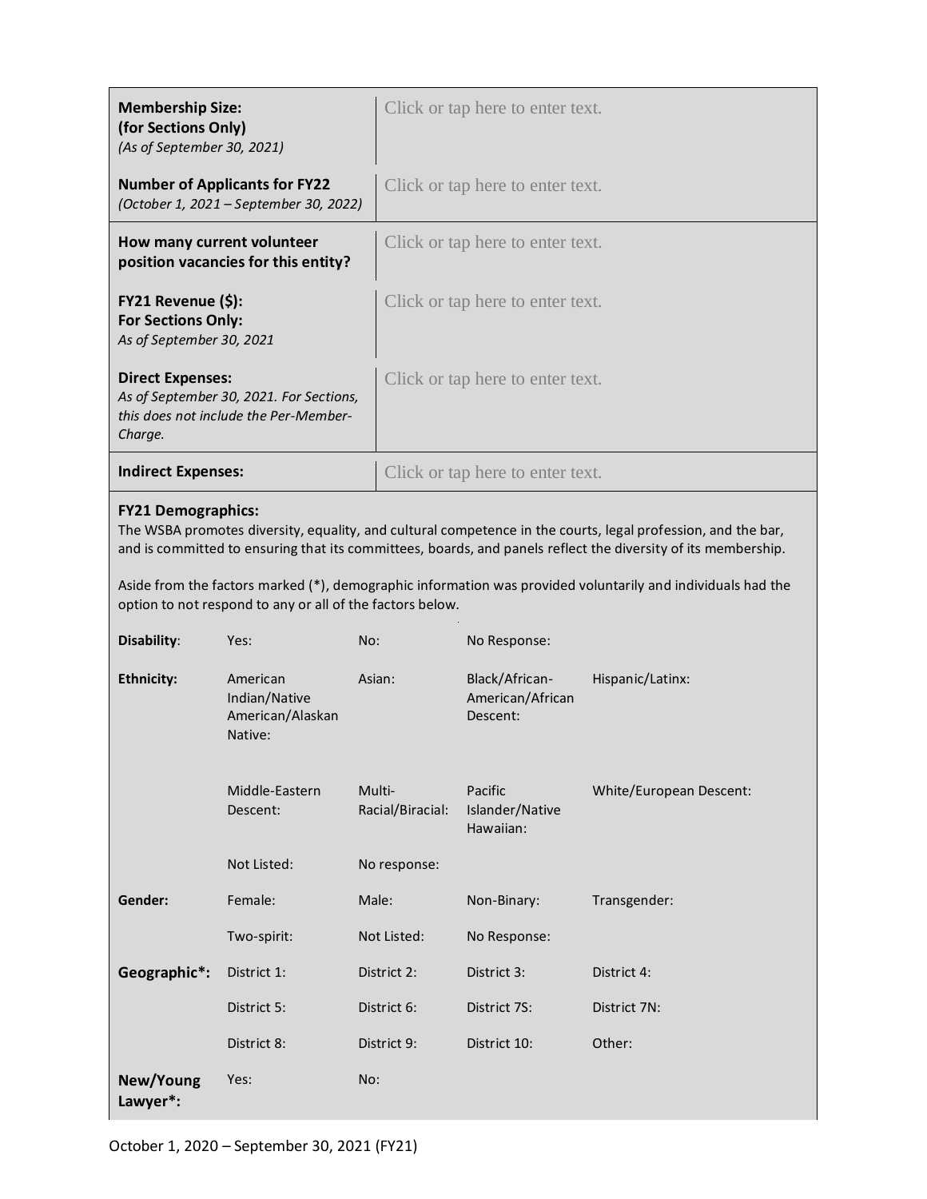| | |
|---|---|
| **Membership Size:** **(for Sections Only)** *(As of September 30, 2021)* | Click or tap here to enter text. |
| **Number of Applicants for FY22** *(October 1, 2021 – September 30, 2022)* | Click or tap here to enter text. |
| **How many current volunteer position vacancies for this entity?** | Click or tap here to enter text. |
| **FY21 Revenue ($):** **For Sections Only:** *As of September 30, 2021* | Click or tap here to enter text. |
| **Direct Expenses:** *As of September 30, 2021. For Sections, this does not include the Per-Member-Charge.* | Click or tap here to enter text. |
| **Indirect Expenses:** | Click or tap here to enter text. |

**FY21 Demographics:**

The WSBA promotes diversity, equality, and cultural competence in the courts, legal profession, and the bar, and is committed to ensuring that its committees, boards, and panels reflect the diversity of its membership.

Aside from the factors marked (*), demographic information was provided voluntarily and individuals had the option to not respond to any or all of the factors below.

| | | | | |
|---|---|---|---|---|
| **Disability**: | Yes: | No: | No Response: | |
| **Ethnicity:** | American Indian/Native American/Alaskan Native: | Asian: | Black/African-American/African Descent: | Hispanic/Latinx: |
| | Middle-Eastern Descent: | Multi-Racial/Biracial: | Pacific Islander/Native Hawaiian: | White/European Descent: |
| | Not Listed: | No response: | | |
| **Gender:** | Female: | Male: | Non-Binary: | Transgender: |
| | Two-spirit: | Not Listed: | No Response: | |
| **Geographic*:** | District 1: | District 2: | District 3: | District 4: |
| | District 5: | District 6: | District 7S: | District 7N: |
| | District 8: | District 9: | District 10: | Other: |
| **New/Young Lawyer*:** | Yes: | No: | | |

October 1, 2020 – September 30, 2021 (FY21)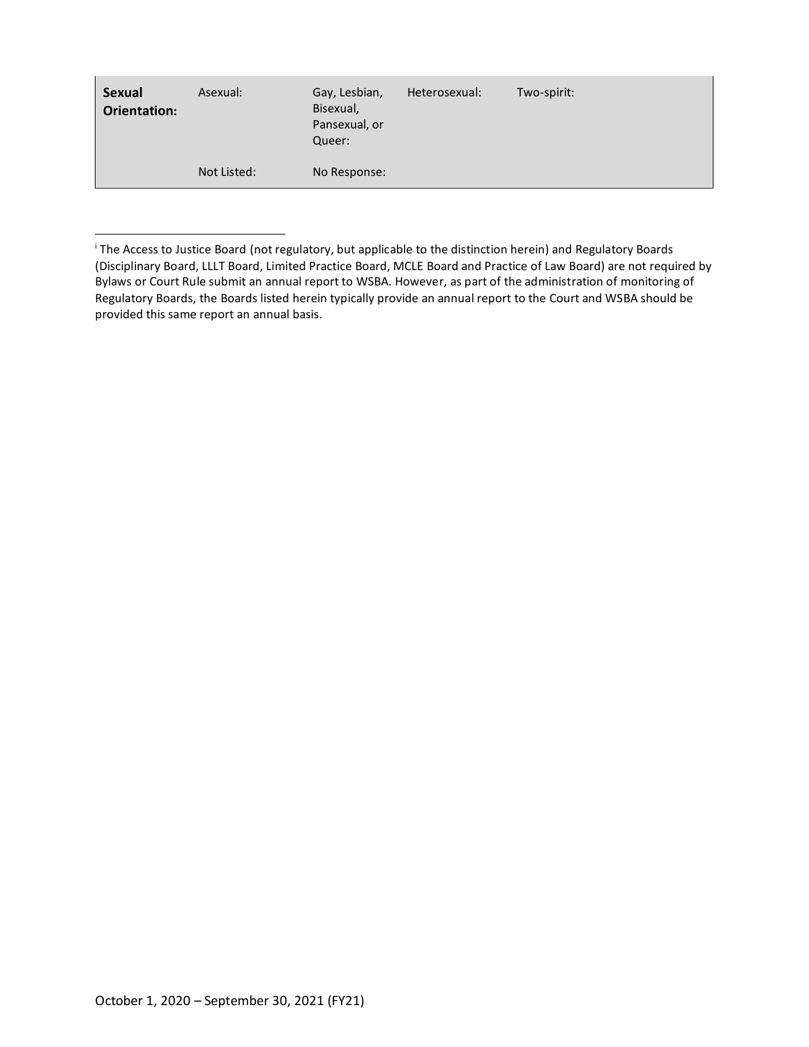| | | | | |
|---|---|---|---|---|
| **Sexual Orientation:** | Asexual: | Gay, Lesbian, Bisexual, Pansexual, or Queer: | Heterosexual: | Two-spirit: |
| | Not Listed: | No Response: | | |

[i] The Access to Justice Board (not regulatory, but applicable to the distinction herein) and Regulatory Boards (Disciplinary Board, LLLT Board, Limited Practice Board, MCLE Board and Practice of Law Board) are not required by Bylaws or Court Rule submit an annual report to WSBA. However, as part of the administration of monitoring of Regulatory Boards, the Boards listed herein typically provide an annual report to the Court and WSBA should be provided this same report an annual basis.